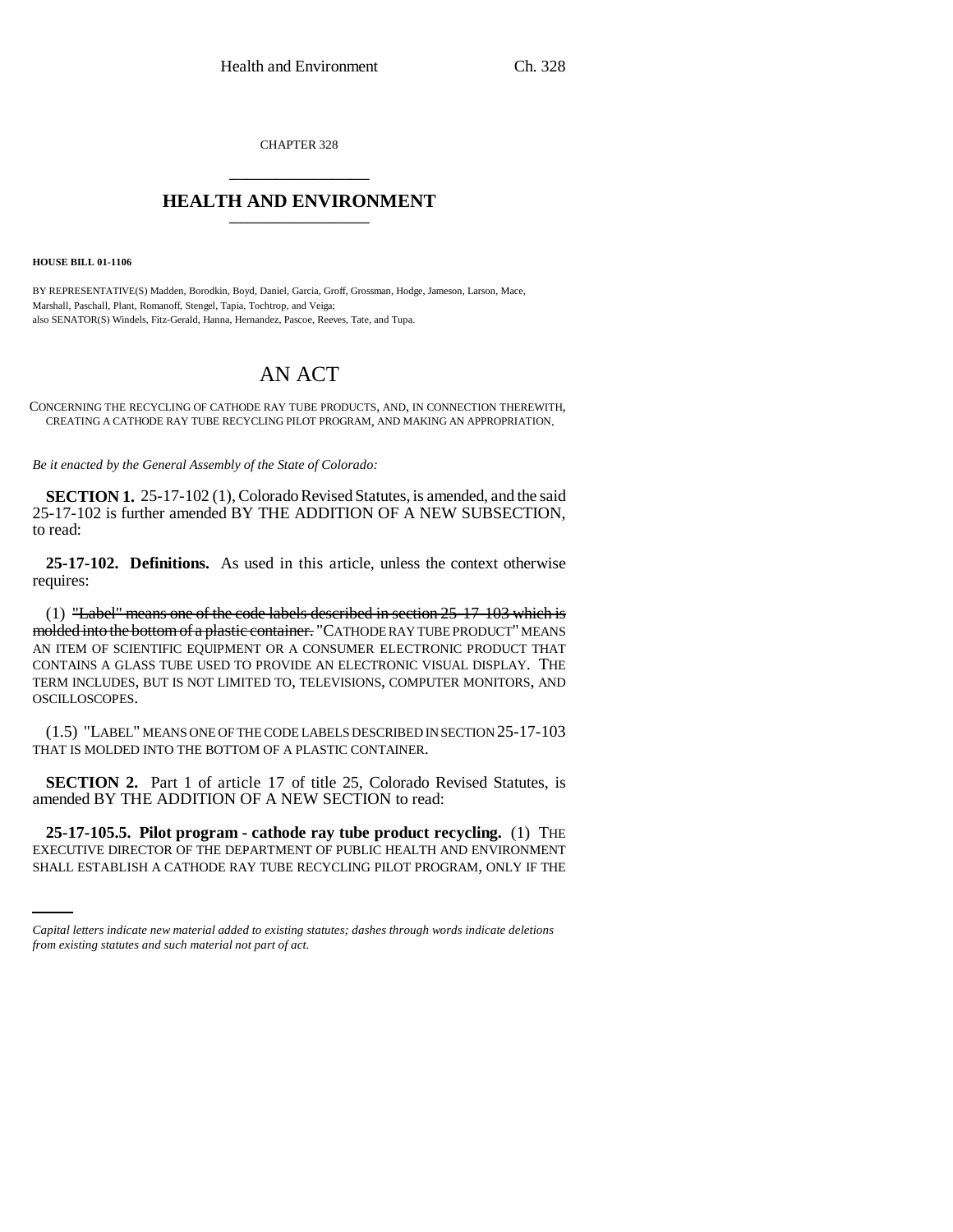CHAPTER 328

# HEALTH AND ENVIRONMENT

**HOUSE BILL 01-1106**

BY REPRESENTATIVE(S) Madden, Borodkin, Boyd, Daniel, Garcia, Groff, Grossman, Hodge, Jameson, Larson, Mace, Marshall, Paschall, Plant, Romanoff, Stengel, Tapia, Tochtrop, and Veiga;
also SENATOR(S) Windels, Fitz-Gerald, Hanna, Hernandez, Pascoe, Reeves, Tate, and Tupa.

# AN ACT

CONCERNING THE RECYCLING OF CATHODE RAY TUBE PRODUCTS, AND, IN CONNECTION THEREWITH, CREATING A CATHODE RAY TUBE RECYCLING PILOT PROGRAM, AND MAKING AN APPROPRIATION.

*Be it enacted by the General Assembly of the State of Colorado:*

**SECTION 1.** 25-17-102 (1), Colorado Revised Statutes, is amended, and the said 25-17-102 is further amended BY THE ADDITION OF A NEW SUBSECTION, to read:

**25-17-102. Definitions.** As used in this article, unless the context otherwise requires:

(1) ~~"Label" means one of the code labels described in section 25-17-103 which is molded into the bottom of a plastic container.~~ "CATHODE RAY TUBE PRODUCT" MEANS AN ITEM OF SCIENTIFIC EQUIPMENT OR A CONSUMER ELECTRONIC PRODUCT THAT CONTAINS A GLASS TUBE USED TO PROVIDE AN ELECTRONIC VISUAL DISPLAY. THE TERM INCLUDES, BUT IS NOT LIMITED TO, TELEVISIONS, COMPUTER MONITORS, AND OSCILLOSCOPES.

(1.5) "LABEL" MEANS ONE OF THE CODE LABELS DESCRIBED IN SECTION 25-17-103 THAT IS MOLDED INTO THE BOTTOM OF A PLASTIC CONTAINER.

**SECTION 2.** Part 1 of article 17 of title 25, Colorado Revised Statutes, is amended BY THE ADDITION OF A NEW SECTION to read:

**25-17-105.5. Pilot program - cathode ray tube product recycling.** (1) THE EXECUTIVE DIRECTOR OF THE DEPARTMENT OF PUBLIC HEALTH AND ENVIRONMENT SHALL ESTABLISH A CATHODE RAY TUBE RECYCLING PILOT PROGRAM, ONLY IF THE

*Capital letters indicate new material added to existing statutes; dashes through words indicate deletions from existing statutes and such material not part of act.*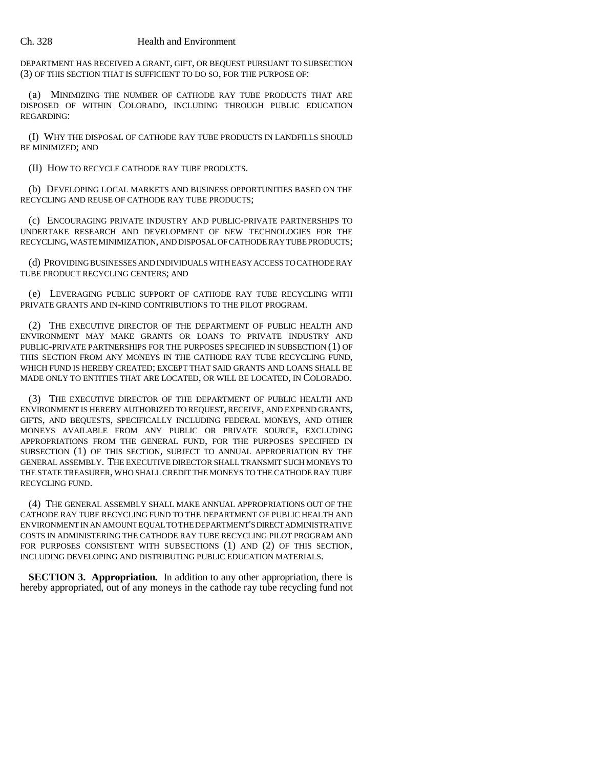DEPARTMENT HAS RECEIVED A GRANT, GIFT, OR BEQUEST PURSUANT TO SUBSECTION (3) OF THIS SECTION THAT IS SUFFICIENT TO DO SO, FOR THE PURPOSE OF:

(a) MINIMIZING THE NUMBER OF CATHODE RAY TUBE PRODUCTS THAT ARE DISPOSED OF WITHIN COLORADO, INCLUDING THROUGH PUBLIC EDUCATION REGARDING:

(I) WHY THE DISPOSAL OF CATHODE RAY TUBE PRODUCTS IN LANDFILLS SHOULD BE MINIMIZED; AND

(II) HOW TO RECYCLE CATHODE RAY TUBE PRODUCTS.

(b) DEVELOPING LOCAL MARKETS AND BUSINESS OPPORTUNITIES BASED ON THE RECYCLING AND REUSE OF CATHODE RAY TUBE PRODUCTS;

(c) ENCOURAGING PRIVATE INDUSTRY AND PUBLIC-PRIVATE PARTNERSHIPS TO UNDERTAKE RESEARCH AND DEVELOPMENT OF NEW TECHNOLOGIES FOR THE RECYCLING, WASTE MINIMIZATION, AND DISPOSAL OF CATHODE RAY TUBE PRODUCTS;

(d) PROVIDING BUSINESSES AND INDIVIDUALS WITH EASY ACCESS TO CATHODE RAY TUBE PRODUCT RECYCLING CENTERS; AND

(e) LEVERAGING PUBLIC SUPPORT OF CATHODE RAY TUBE RECYCLING WITH PRIVATE GRANTS AND IN-KIND CONTRIBUTIONS TO THE PILOT PROGRAM.

(2) THE EXECUTIVE DIRECTOR OF THE DEPARTMENT OF PUBLIC HEALTH AND ENVIRONMENT MAY MAKE GRANTS OR LOANS TO PRIVATE INDUSTRY AND PUBLIC-PRIVATE PARTNERSHIPS FOR THE PURPOSES SPECIFIED IN SUBSECTION (1) OF THIS SECTION FROM ANY MONEYS IN THE CATHODE RAY TUBE RECYCLING FUND, WHICH FUND IS HEREBY CREATED; EXCEPT THAT SAID GRANTS AND LOANS SHALL BE MADE ONLY TO ENTITIES THAT ARE LOCATED, OR WILL BE LOCATED, IN COLORADO.

(3) THE EXECUTIVE DIRECTOR OF THE DEPARTMENT OF PUBLIC HEALTH AND ENVIRONMENT IS HEREBY AUTHORIZED TO REQUEST, RECEIVE, AND EXPEND GRANTS, GIFTS, AND BEQUESTS, SPECIFICALLY INCLUDING FEDERAL MONEYS, AND OTHER MONEYS AVAILABLE FROM ANY PUBLIC OR PRIVATE SOURCE, EXCLUDING APPROPRIATIONS FROM THE GENERAL FUND, FOR THE PURPOSES SPECIFIED IN SUBSECTION (1) OF THIS SECTION, SUBJECT TO ANNUAL APPROPRIATION BY THE GENERAL ASSEMBLY. THE EXECUTIVE DIRECTOR SHALL TRANSMIT SUCH MONEYS TO THE STATE TREASURER, WHO SHALL CREDIT THE MONEYS TO THE CATHODE RAY TUBE RECYCLING FUND.

(4) THE GENERAL ASSEMBLY SHALL MAKE ANNUAL APPROPRIATIONS OUT OF THE CATHODE RAY TUBE RECYCLING FUND TO THE DEPARTMENT OF PUBLIC HEALTH AND ENVIRONMENT IN AN AMOUNT EQUAL TO THE DEPARTMENT'S DIRECT ADMINISTRATIVE COSTS IN ADMINISTERING THE CATHODE RAY TUBE RECYCLING PILOT PROGRAM AND FOR PURPOSES CONSISTENT WITH SUBSECTIONS (1) AND (2) OF THIS SECTION, INCLUDING DEVELOPING AND DISTRIBUTING PUBLIC EDUCATION MATERIALS.

**SECTION 3. Appropriation.** In addition to any other appropriation, there is hereby appropriated, out of any moneys in the cathode ray tube recycling fund not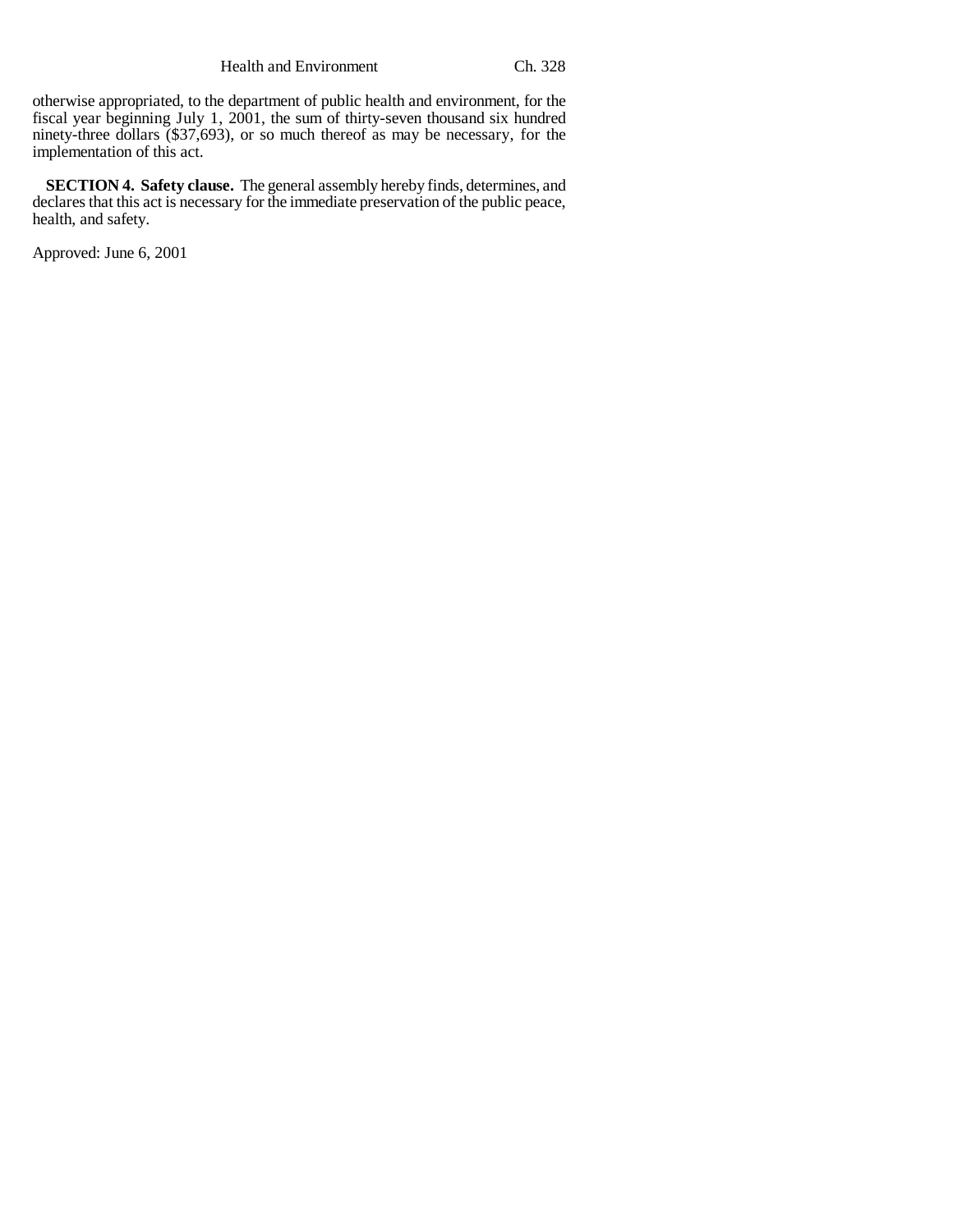otherwise appropriated, to the department of public health and environment, for the fiscal year beginning July 1, 2001, the sum of thirty-seven thousand six hundred ninety-three dollars ($37,693), or so much thereof as may be necessary, for the implementation of this act.

**SECTION 4. Safety clause.** The general assembly hereby finds, determines, and declares that this act is necessary for the immediate preservation of the public peace, health, and safety.

Approved: June 6, 2001